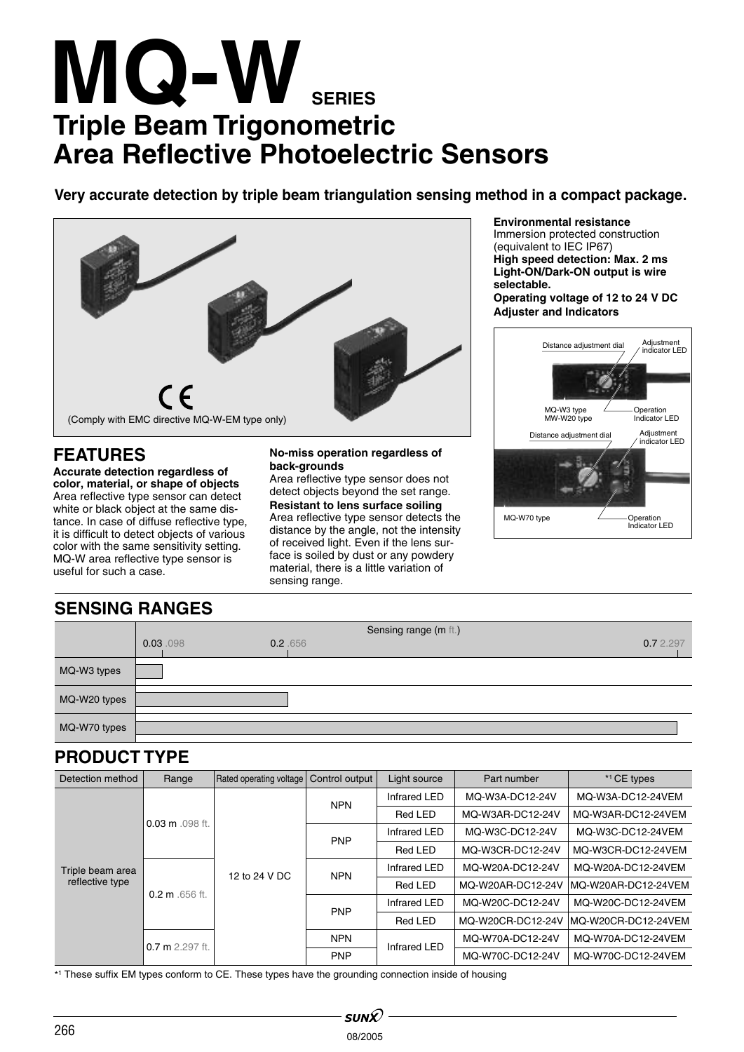# MQ-W SERIES

## Triple Beam Trigonometric Area Reflective Photoelectric Sensors

**Very accurate detection by triple beam triangulation sensing method in a compact package.**

(Comply with EMC directive MQ-W-EM type only)

**Environmental resistance**
Immersion protected construction (equivalent to IEC IP67)
**High speed detection: Max. 2 ms**
**Light-ON/Dark-ON output is wire selectable.**
**Operating voltage of 12 to 24 V DC**
**Adjuster and Indicators**

Distance adjustment dial — Adjustment indicator LED — MQ-W3 type MW-W20 type — Operation Indicator LED

Distance adjustment dial — Adjustment indicator LED — MQ-W70 type — Operation Indicator LED

## FEATURES

**Accurate detection regardless of color, material, or shape of objects**
Area reflective type sensor can detect white or black object at the same distance. In case of diffuse reflective type, it is difficult to detect objects of various color with the same sensitivity setting. MQ-W area reflective type sensor is useful for such a case.

**No-miss operation regardless of back-grounds**
Area reflective type sensor does not detect objects beyond the set range.

**Resistant to lens surface soiling**
Area reflective type sensor detects the distance by the angle, not the intensity of received light. Even if the lens surface is soiled by dust or any powdery material, there is a little variation of sensing range.

## SENSING RANGES

| | Sensing range (m ft.) |
|---|---|
| MQ-W3 types | 0.03 m .098 ft. |
| MQ-W20 types | 0.2 m .656 ft. |
| MQ-W70 types | 0.7 m 2.297 ft. |

## PRODUCT TYPE

| Detection method | Range | Rated operating voltage | Control output | Light source | Part number | *1 CE types |
|---|---|---|---|---|---|---|
| Triple beam area reflective type | 0.03 m .098 ft. | 12 to 24 V DC | NPN | Infrared LED | MQ-W3A-DC12-24V | MQ-W3A-DC12-24VEM |
| | | | | Red LED | MQ-W3AR-DC12-24V | MQ-W3AR-DC12-24VEM |
| | | | PNP | Infrared LED | MQ-W3C-DC12-24V | MQ-W3C-DC12-24VEM |
| | | | | Red LED | MQ-W3CR-DC12-24V | MQ-W3CR-DC12-24VEM |
| | 0.2 m .656 ft. | | NPN | Infrared LED | MQ-W20A-DC12-24V | MQ-W20A-DC12-24VEM |
| | | | | Red LED | MQ-W20AR-DC12-24V | MQ-W20AR-DC12-24VEM |
| | | | PNP | Infrared LED | MQ-W20C-DC12-24V | MQ-W20C-DC12-24VEM |
| | | | | Red LED | MQ-W20CR-DC12-24V | MQ-W20CR-DC12-24VEM |
| | 0.7 m 2.297 ft. | | NPN | Infrared LED | MQ-W70A-DC12-24V | MQ-W70A-DC12-24VEM |
| | | | PNP | | MQ-W70C-DC12-24V | MQ-W70C-DC12-24VEM |

*1 These suffix EM types conform to CE. These types have the grounding connection inside of housing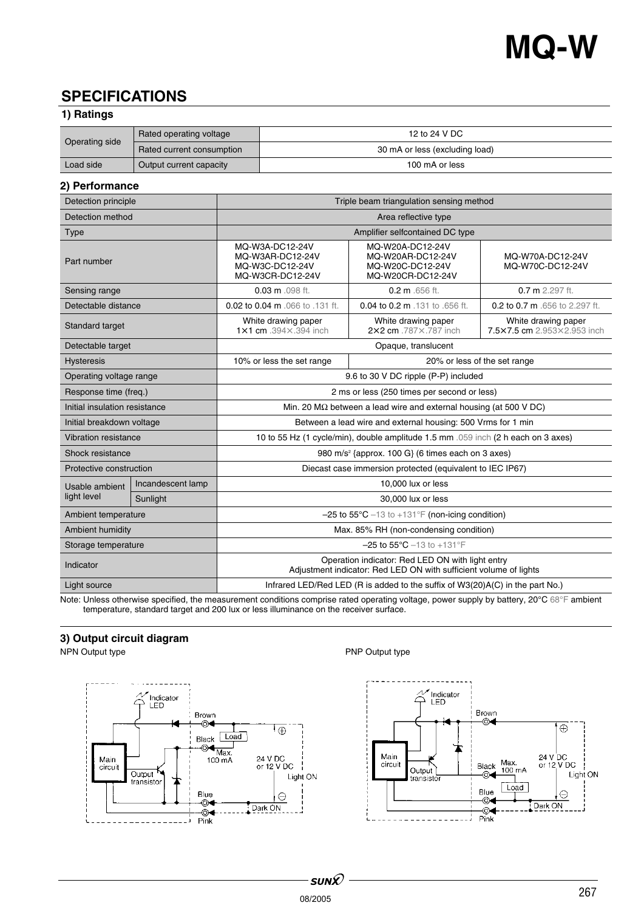## SPECIFICATIONS

### 1) Ratings

| | | |
|---|---|---|
| Operating side | Rated operating voltage | 12 to 24 V DC |
| | Rated current consumption | 30 mA or less (excluding load) |
| Load side | Output current capacity | 100 mA or less |

### 2) Performance

| | | | | |
|---|---|---|---|---|
| Detection principle | | Triple beam triangulation sensing method | | |
| Detection method | | Area reflective type | | |
| Type | | Amplifier selfcontained DC type | | |
| Part number | | MQ-W3A-DC12-24V<br>MQ-W3AR-DC12-24V<br>MQ-W3C-DC12-24V<br>MQ-W3CR-DC12-24V | MQ-W20A-DC12-24V<br>MQ-W20AR-DC12-24V<br>MQ-W20C-DC12-24V<br>MQ-W20CR-DC12-24V | MQ-W70A-DC12-24V<br>MQ-W70C-DC12-24V |
| Sensing range | | 0.03 m .098 ft. | 0.2 m .656 ft. | 0.7 m 2.297 ft. |
| Detectable distance | | 0.02 to 0.04 m .066 to .131 ft. | 0.04 to 0.2 m .131 to .656 ft. | 0.2 to 0.7 m .656 to 2.297 ft. |
| Standard target | | White drawing paper<br>1×1 cm .394×.394 inch | White drawing paper<br>2×2 cm .787×.787 inch | White drawing paper<br>7.5×7.5 cm 2.953×2.953 inch |
| Detectable target | | Opaque, translucent | | |
| Hysteresis | | 10% or less the set range | 20% or less of the set range | |
| Operating voltage range | | 9.6 to 30 V DC ripple (P-P) included | | |
| Response time (freq.) | | 2 ms or less (250 times per second or less) | | |
| Initial insulation resistance | | Min. 20 MΩ between a lead wire and external housing (at 500 V DC) | | |
| Initial breakdown voltage | | Between a lead wire and external housing: 500 Vrms for 1 min | | |
| Vibration resistance | | 10 to 55 Hz (1 cycle/min), double amplitude 1.5 mm .059 inch (2 h each on 3 axes) | | |
| Shock resistance | | 980 m/s² {approx. 100 G} (6 times each on 3 axes) | | |
| Protective construction | | Diecast case immersion protected (equivalent to IEC IP67) | | |
| Usable ambient light level | Incandescent lamp | 10,000 lux or less | | |
| | Sunlight | 30,000 lux or less | | |
| Ambient temperature | | –25 to 55°C –13 to +131°F (non-icing condition) | | |
| Ambient humidity | | Max. 85% RH (non-condensing condition) | | |
| Storage temperature | | –25 to 55°C –13 to +131°F | | |
| Indicator | | Operation indicator: Red LED ON with light entry<br>Adjustment indicator: Red LED ON with sufficient volume of lights | | |
| Light source | | Infrared LED/Red LED (R is added to the suffix of W3(20)A(C) in the part No.) | | |

Note: Unless otherwise specified, the measurement conditions comprise rated operating voltage, power supply by battery, 20°C 68°F ambient temperature, standard target and 200 lux or less illuminance on the receiver surface.

### 3) Output circuit diagram

NPN Output type

Indicator LED, Main circuit, Output transistor, Brown, Black, Load, Max. 100 mA, 24 V DC or 12 V DC, Light ON, Blue, Dark ON, Pink

PNP Output type

Indicator LED, Main circuit, Output transistor, Brown, Black, Max. 100 mA, Load, 24 V DC or 12 V DC, Light ON, Blue, Dark ON, Pink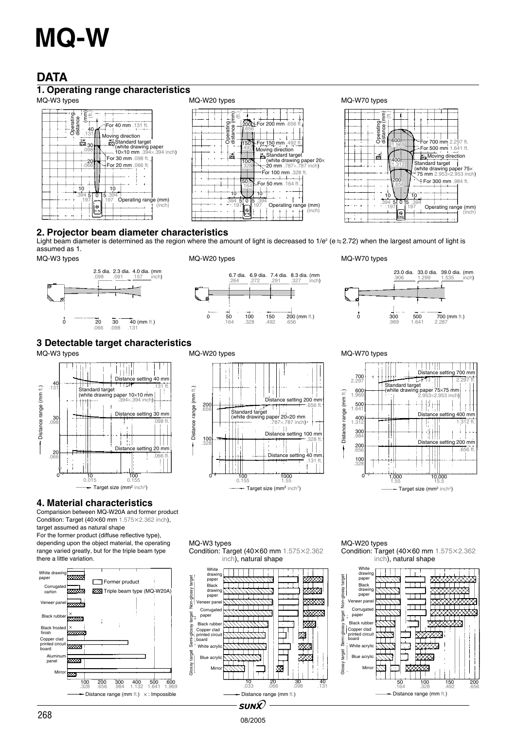# MQ-W

## DATA

### 1. Operating range characteristics

MQ-W3 types

MQ-W20 types

MQ-W70 types

### 2. Projector beam diameter characteristics

Light beam diameter is determined as the region where the amount of light is decreased to $1/e^2$ ($e \fallingdotseq 2.72$) when the largest amount of light is assumed as 1.

MQ-W3 types

MQ-W20 types

MQ-W70 types

### 3 Detectable target characteristics

MQ-W3 types

MQ-W20 types

MQ-W70 types

### 4. Material characteristics

Comparision between MQ-W20A and former product
Condition: Target (40×60 mm 1.575×2.362 inch), target assumed as natural shape
For the former product (diffuse reflective type), depending upon the object material, the operating range varied greatly, but for the triple beam type there a little variation.

MQ-W3 types
Condition: Target (40×60 mm 1.575×2.362 inch), natural shape

MQ-W20 types
Condition: Target (40×60 mm 1.575×2.362 inch), natural shape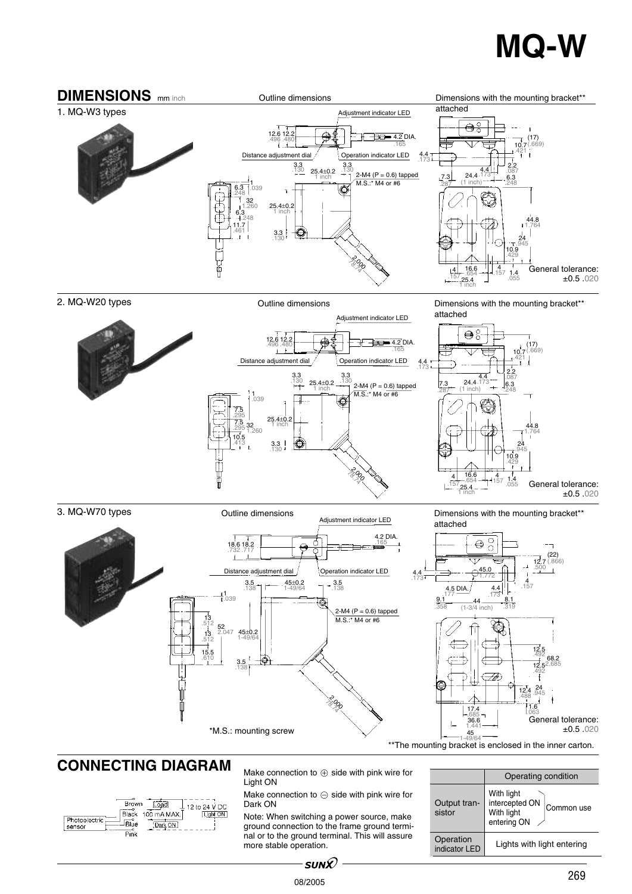# MQ-W

## DIMENSIONS mm inch

### 1. MQ-W3 types

Outline dimensions

Dimensions with the mounting bracket** attached

General tolerance: ±0.5 .020

### 2. MQ-W20 types

Outline dimensions

Dimensions with the mounting bracket** attached

General tolerance: ±0.5 .020

### 3. MQ-W70 types

Outline dimensions

Dimensions with the mounting bracket** attached

General tolerance: ±0.5 .020

*M.S.: mounting screw

**The mounting bracket is enclosed in the inner carton.

## CONNECTING DIAGRAM

Make connection to ⊕ side with pink wire for Light ON

Make connection to ⊖ side with pink wire for Dark ON

Note: When switching a power source, make ground connection to the frame ground terminal or to the ground terminal. This will assure more stable operation.

| | Operating condition | |
|---|---|---|
| Output transistor | With light intercepted ON / With light entering ON | Common use |
| Operation indicator LED | Lights with light entering | |

08/2005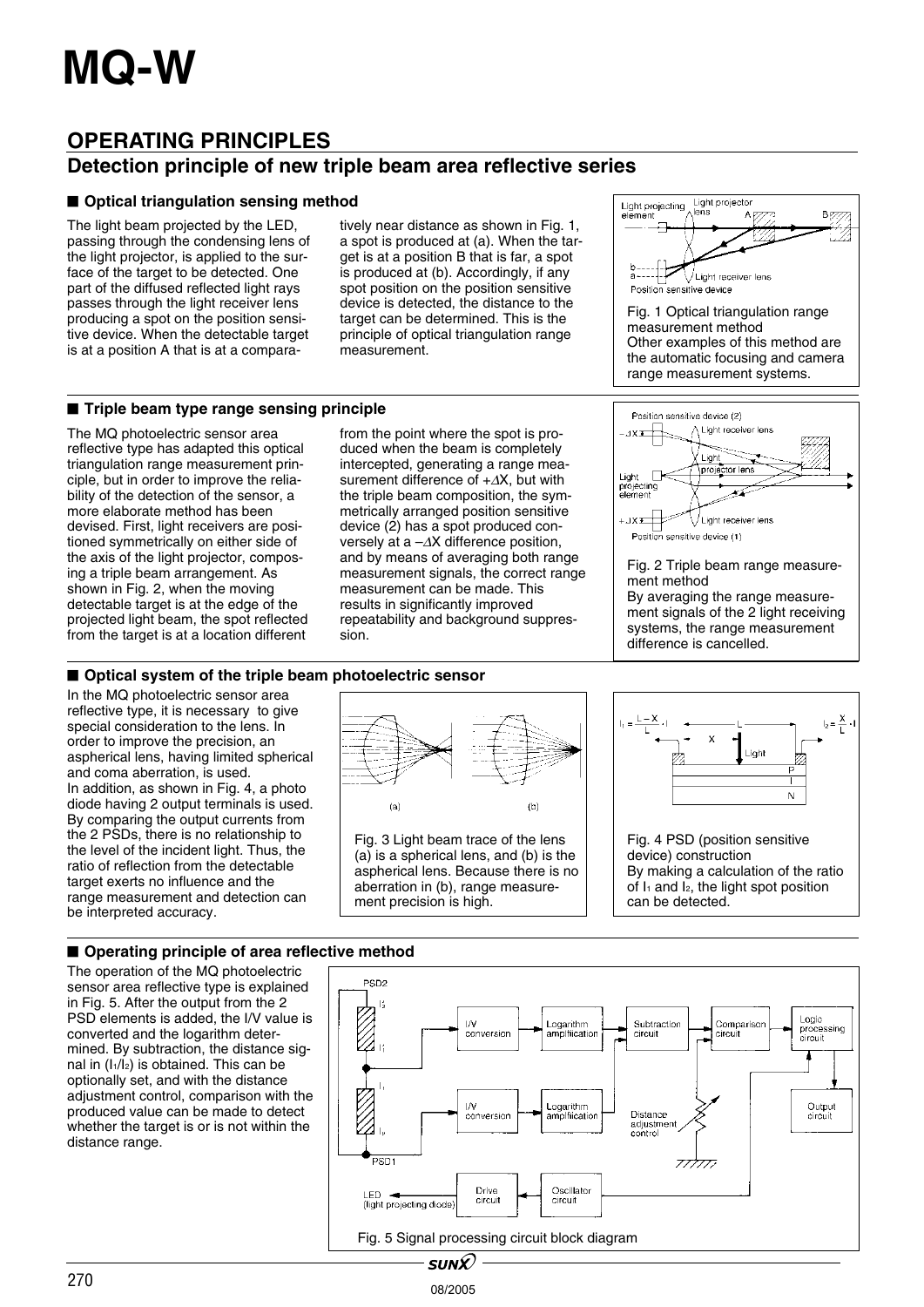# MQ-W

## OPERATING PRINCIPLES

### Detection principle of new triple beam area reflective series

■ **Optical triangulation sensing method**

The light beam projected by the LED, passing through the condensing lens of the light projector, is applied to the surface of the target to be detected. One part of the diffused reflected light rays passes through the light receiver lens producing a spot on the position sensitive device. When the detectable target is at a position A that is at a comparatively near distance as shown in Fig. 1, a spot is produced at (a). When the target is at a position B that is far, a spot is produced at (b). Accordingly, if any spot position on the position sensitive device is detected, the distance to the target can be determined. This is the principle of optical triangulation range measurement.

Fig. 1 Optical triangulation range measurement method
Other examples of this method are the automatic focusing and camera range measurement systems.

■ **Triple beam type range sensing principle**

The MQ photoelectric sensor area reflective type has adapted this optical triangulation range measurement principle, but in order to improve the reliability of the detection of the sensor, a more elaborate method has been devised. First, light receivers are positioned symmetrically on either side of the axis of the light projector, composing a triple beam arrangement. As shown in Fig. 2, when the moving detectable target is at the edge of the projected light beam, the spot reflected from the target is at a location different from the point where the spot is produced when the beam is completely intercepted, generating a range measurement difference of $+\Delta X$, but with the triple beam composition, the symmetrically arranged position sensitive device (2) has a spot produced conversely at a $-\Delta X$ difference position, and by means of averaging both range measurement signals, the correct range measurement can be made. This results in significantly improved repeatability and background suppression.

Fig. 2 Triple beam range measurement method
By averaging the range measurement signals of the 2 light receiving systems, the range measurement difference is cancelled.

■ **Optical system of the triple beam photoelectric sensor**

In the MQ photoelectric sensor area reflective type, it is necessary to give special consideration to the lens. In order to improve the precision, an aspherical lens, having limited spherical and coma aberration, is used.
In addition, as shown in Fig. 4, a photo diode having 2 output terminals is used. By comparing the output currents from the 2 PSDs, there is no relationship to the level of the incident light. Thus, the ratio of reflection from the detectable target exerts no influence and the range measurement and detection can be interpreted accuracy.

Fig. 3 Light beam trace of the lens (a) is a spherical lens, and (b) is the aspherical lens. Because there is no aberration in (b), range measurement precision is high.

$$I_1 = \frac{L-X}{L} \cdot I \qquad I_2 = \frac{X}{L} \cdot I$$

Fig. 4 PSD (position sensitive device) construction
By making a calculation of the ratio of $I_1$ and $I_2$, the light spot position can be detected.

■ **Operating principle of area reflective method**

The operation of the MQ photoelectric sensor area reflective type is explained in Fig. 5. After the output from the 2 PSD elements is added, the I/V value is converted and the logarithm determined. By subtraction, the distance signal in ($I_1/I_2$) is obtained. This can be optionally set, and with the distance adjustment control, comparison with the produced value can be made to detect whether the target is or is not within the distance range.

Fig. 5 Signal processing circuit block diagram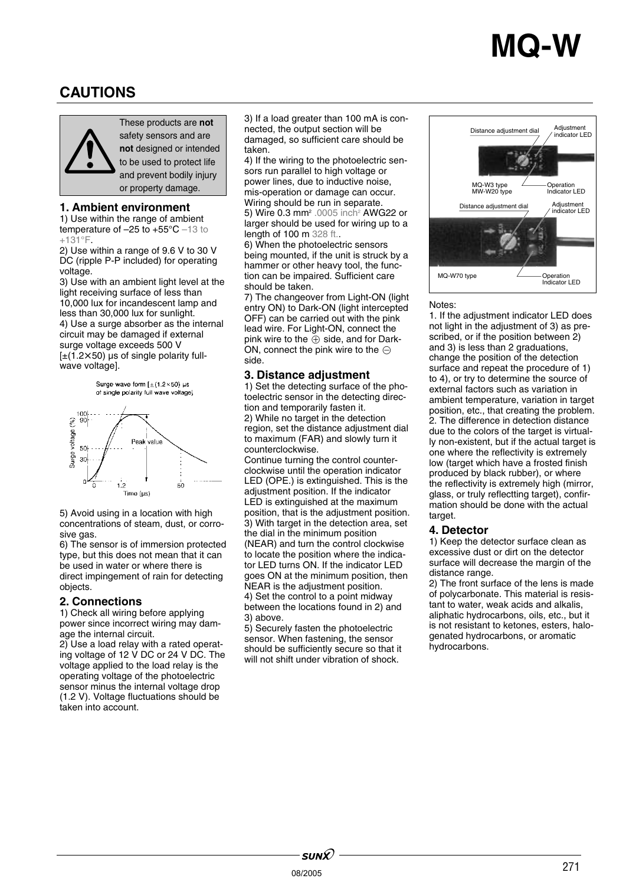# MQ-W

## CAUTIONS

These products are **not** safety sensors and are **not** designed or intended to be used to protect life and prevent bodily injury or property damage.

### 1. Ambient environment

1) Use within the range of ambient temperature of –25 to +55°C –13 to +131°F.

2) Use within a range of 9.6 V to 30 V DC (ripple P-P included) for operating voltage.

3) Use with an ambient light level at the light receiving surface of less than 10,000 lux for incandescent lamp and less than 30,000 lux for sunlight.

4) Use a surge absorber as the internal circuit may be damaged if external surge voltage exceeds 500 V [±(1.2×50) μs of single polarity full-wave voltage].

Surge wave form [±(1.2×50) μs of single polarity full wave voltage]

Surge voltage (%)
100
90
50
30
0
Peak value
0
1.2
50
Time (μs)

5) Avoid using in a location with high concentrations of steam, dust, or corrosive gas.

6) The sensor is of immersion protected type, but this does not mean that it can be used in water or where there is direct impingement of rain for detecting objects.

### 2. Connections

1) Check all wiring before applying power since incorrect wiring may damage the internal circuit.

2) Use a load relay with a rated operating voltage of 12 V DC or 24 V DC. The voltage applied to the load relay is the operating voltage of the photoelectric sensor minus the internal voltage drop (1.2 V). Voltage fluctuations should be taken into account.

3) If a load greater than 100 mA is connected, the output section will be damaged, so sufficient care should be taken.

4) If the wiring to the photoelectric sensors run parallel to high voltage or power lines, due to inductive noise, mis-operation or damage can occur. Wiring should be run in separate.

5) Wire 0.3 mm² .0005 inch² AWG22 or larger should be used for wiring up to a length of 100 m 328 ft..

6) When the photoelectric sensors being mounted, if the unit is struck by a hammer or other heavy tool, the function can be impaired. Sufficient care should be taken.

7) The changeover from Light-ON (light entry ON) to Dark-ON (light intercepted OFF) can be carried out with the pink lead wire. For Light-ON, connect the pink wire to the ⊕ side, and for Dark-ON, connect the pink wire to the ⊖ side.

### 3. Distance adjustment

1) Set the detecting surface of the photoelectric sensor in the detecting direction and temporarily fasten it.

2) While no target in the detection region, set the distance adjustment dial to maximum (FAR) and slowly turn it counterclockwise.
Continue turning the control counterclockwise until the operation indicator LED (OPE.) is extinguished. This is the adjustment position. If the indicator LED is extinguished at the maximum position, that is the adjustment position.

3) With target in the detection area, set the dial in the minimum position (NEAR) and turn the control clockwise to locate the position where the indicator LED turns ON. If the indicator LED goes ON at the minimum position, then NEAR is the adjustment position.

4) Set the control to a point midway between the locations found in 2) and 3) above.

5) Securely fasten the photoelectric sensor. When fastening, the sensor should be sufficiently secure so that it will not shift under vibration of shock.

Distance adjustment dial
Adjustment indicator LED
MQ-W3 type
MW-W20 type
Operation Indicator LED

Distance adjustment dial
Adjustment indicator LED
MQ-W70 type
Operation Indicator LED

Notes:

1. If the adjustment indicator LED does not light in the adjustment of 3) as prescribed, or if the position between 2) and 3) is less than 2 graduations, change the position of the detection surface and repeat the procedure of 1) to 4), or try to determine the source of external factors such as variation in ambient temperature, variation in target position, etc., that creating the problem.
2. The difference in detection distance due to the colors of the target is virtually non-existent, but if the actual target is one where the reflectivity is extremely low (target which have a frosted finish produced by black rubber), or where the reflectivity is extremely high (mirror, glass, or truly reflectting target), confirmation should be done with the actual target.

### 4. Detector

1) Keep the detector surface clean as excessive dust or dirt on the detector surface will decrease the margin of the distance range.

2) The front surface of the lens is made of polycarbonate. This material is resistant to water, weak acids and alkalis, aliphatic hydrocarbons, oils, etc., but it is not resistant to ketones, esters, halogenated hydrocarbons, or aromatic hydrocarbons.

SUNX

08/2005